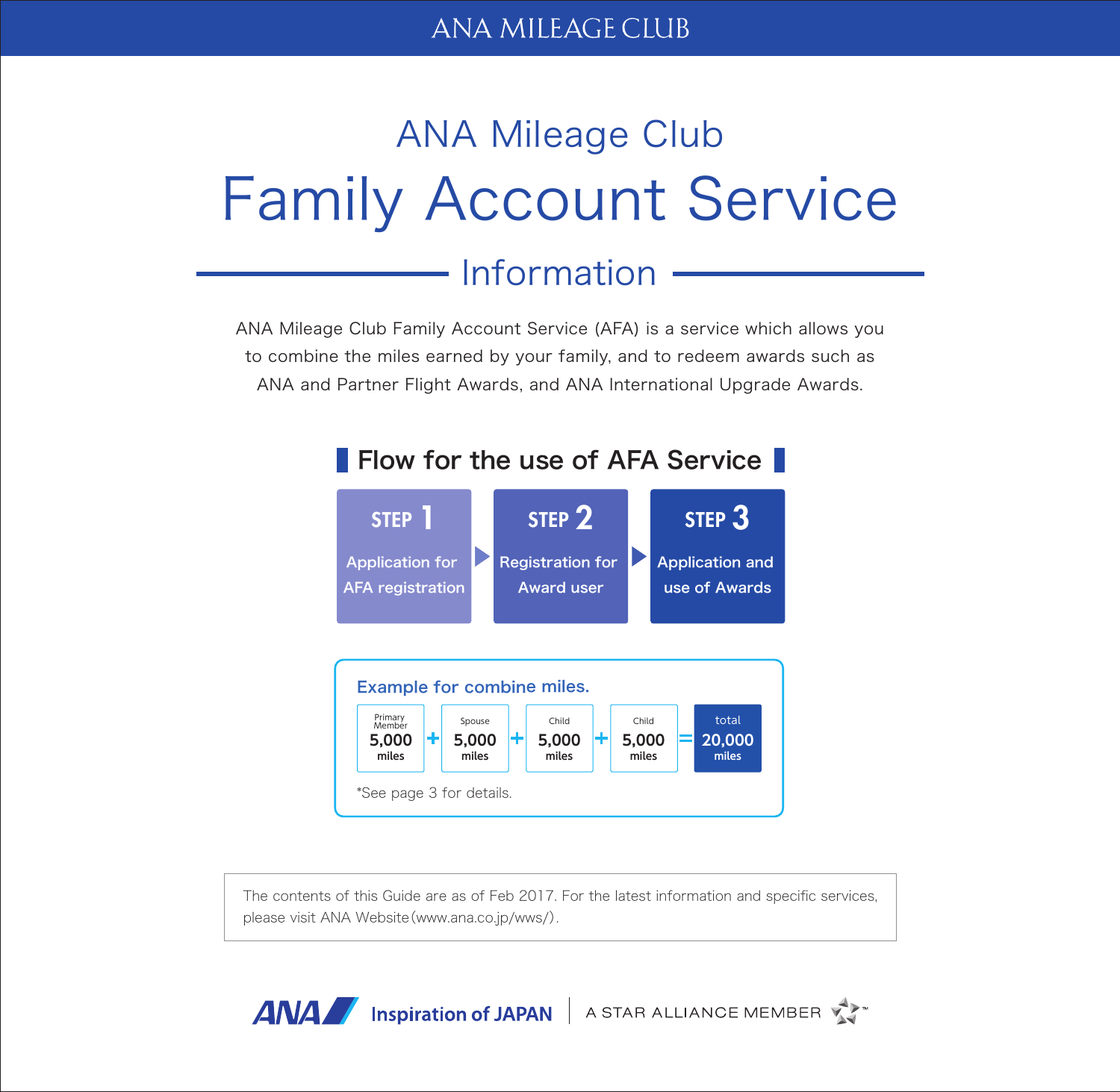ANA MILEAGE CLUB

# ANA Mileage Club
# Family Account Service

## Information

ANA Mileage Club Family Account Service (AFA) is a service which allows you to combine the miles earned by your family, and to redeem awards such as ANA and Partner Flight Awards, and ANA International Upgrade Awards.

## Flow for the use of AFA Service

**STEP 1** Application for AFA registration ▶ **STEP 2** Registration for Award user ▶ **STEP 3** Application and use of Awards

### Example for combine miles.

| Primary Member | | Spouse | | Child | | Child | | total |
|---|---|---|---|---|---|---|---|---|
| 5,000 miles | + | 5,000 miles | + | 5,000 miles | + | 5,000 miles | = | 20,000 miles |

*See page 3 for details.

The contents of this Guide are as of Feb 2017. For the latest information and specific services, please visit ANA Website(www.ana.co.jp/wws/).

ANA Inspiration of JAPAN | A STAR ALLIANCE MEMBER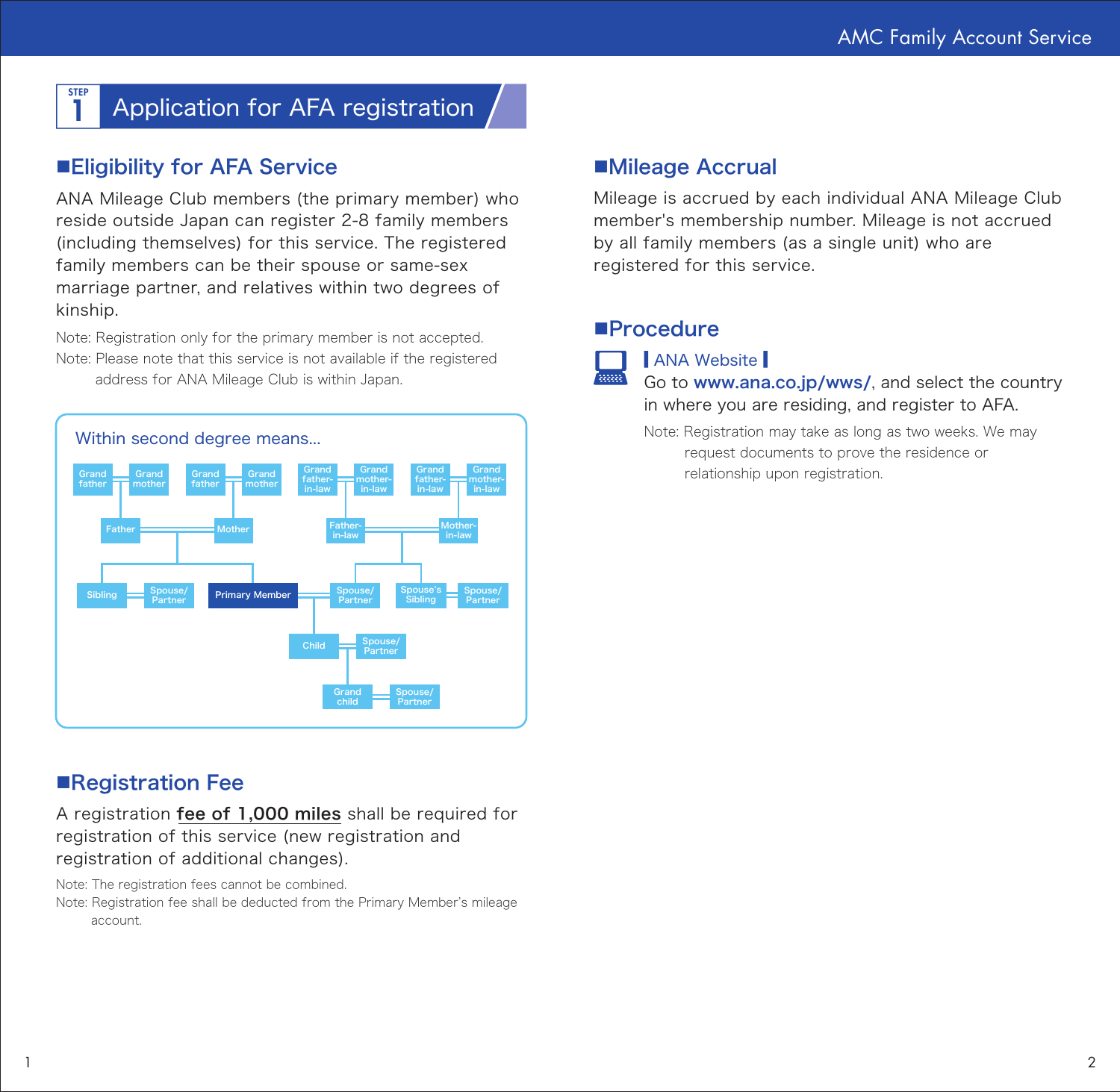## STEP 1 Application for AFA registration

### ■Eligibility for AFA Service

ANA Mileage Club members (the primary member) who reside outside Japan can register 2-8 family members (including themselves) for this service. The registered family members can be their spouse or same-sex marriage partner, and relatives within two degrees of kinship.

Note: Registration only for the primary member is not accepted.

Note: Please note that this service is not available if the registered address for ANA Mileage Club is within Japan.

Within second degree means...

Grand father — Grand mother — Grand father — Grand mother — Grand father-in-law — Grand mother-in-law — Grand father-in-law — Grand mother-in-law

Father — Mother — Father-in-law — Mother-in-law

Sibling — Spouse/Partner — Primary Member — Spouse/Partner — Spouse's Sibling — Spouse/Partner

Child — Spouse/Partner

Grand child — Spouse/Partner

### ■Registration Fee

A registration **fee of 1,000 miles** shall be required for registration of this service (new registration and registration of additional changes).

Note: The registration fees cannot be combined.

Note: Registration fee shall be deducted from the Primary Member's mileage account.

### ■Mileage Accrual

Mileage is accrued by each individual ANA Mileage Club member's membership number. Mileage is not accrued by all family members (as a single unit) who are registered for this service.

### ■Procedure

**ANA Website**

Go to **www.ana.co.jp/wws/**, and select the country in where you are residing, and register to AFA.

Note: Registration may take as long as two weeks. We may request documents to prove the residence or relationship upon registration.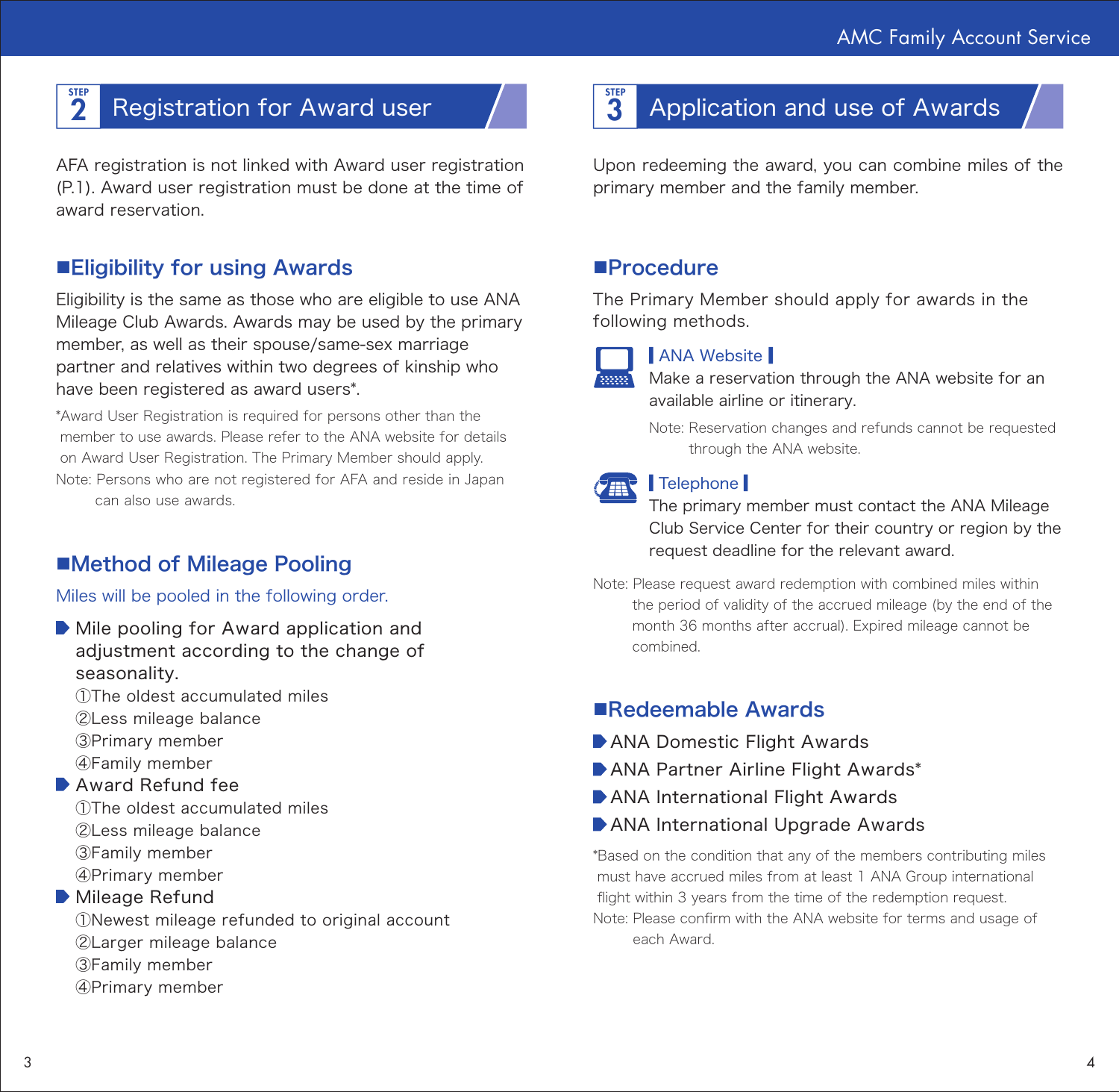## STEP 2 Registration for Award user

AFA registration is not linked with Award user registration (P.1). Award user registration must be done at the time of award reservation.

### ■Eligibility for using Awards

Eligibility is the same as those who are eligible to use ANA Mileage Club Awards. Awards may be used by the primary member, as well as their spouse/same-sex marriage partner and relatives within two degrees of kinship who have been registered as award users*.

*Award User Registration is required for persons other than the member to use awards. Please refer to the ANA website for details on Award User Registration. The Primary Member should apply.

Note: Persons who are not registered for AFA and reside in Japan can also use awards.

### ■Method of Mileage Pooling

Miles will be pooled in the following order.

- Mile pooling for Award application and adjustment according to the change of seasonality.
  ①The oldest accumulated miles
  ②Less mileage balance
  ③Primary member
  ④Family member
- Award Refund fee
  ①The oldest accumulated miles
  ②Less mileage balance
  ③Family member
  ④Primary member
- Mileage Refund
  ①Newest mileage refunded to original account
  ②Larger mileage balance
  ③Family member
  ④Primary member

## STEP 3 Application and use of Awards

Upon redeeming the award, you can combine miles of the primary member and the family member.

### ■Procedure

The Primary Member should apply for awards in the following methods.

**ANA Website**

Make a reservation through the ANA website for an available airline or itinerary.

Note: Reservation changes and refunds cannot be requested through the ANA website.

**Telephone**

The primary member must contact the ANA Mileage Club Service Center for their country or region by the request deadline for the relevant award.

Note: Please request award redemption with combined miles within the period of validity of the accrued mileage (by the end of the month 36 months after accrual). Expired mileage cannot be combined.

### ■Redeemable Awards

- ANA Domestic Flight Awards
- ANA Partner Airline Flight Awards*
- ANA International Flight Awards
- ANA International Upgrade Awards

*Based on the condition that any of the members contributing miles must have accrued miles from at least 1 ANA Group international flight within 3 years from the time of the redemption request.

Note: Please confirm with the ANA website for terms and usage of each Award.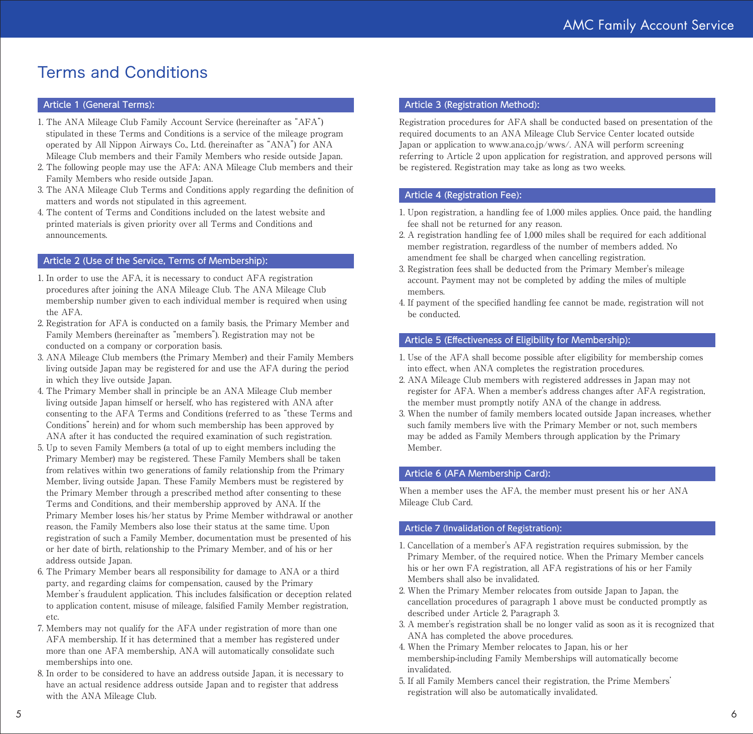# Terms and Conditions

## Article 1 (General Terms):

1. The ANA Mileage Club Family Account Service (hereinafter as "AFA") stipulated in these Terms and Conditions is a service of the mileage program operated by All Nippon Airways Co., Ltd. (hereinafter as "ANA") for ANA Mileage Club members and their Family Members who reside outside Japan.
2. The following people may use the AFA: ANA Mileage Club members and their Family Members who reside outside Japan.
3. The ANA Mileage Club Terms and Conditions apply regarding the definition of matters and words not stipulated in this agreement.
4. The content of Terms and Conditions included on the latest website and printed materials is given priority over all Terms and Conditions and announcements.

## Article 2 (Use of the Service, Terms of Membership):

1. In order to use the AFA, it is necessary to conduct AFA registration procedures after joining the ANA Mileage Club. The ANA Mileage Club membership number given to each individual member is required when using the AFA.
2. Registration for AFA is conducted on a family basis, the Primary Member and Family Members (hereinafter as "members"). Registration may not be conducted on a company or corporation basis.
3. ANA Mileage Club members (the Primary Member) and their Family Members living outside Japan may be registered for and use the AFA during the period in which they live outside Japan.
4. The Primary Member shall in principle be an ANA Mileage Club member living outside Japan himself or herself, who has registered with ANA after consenting to the AFA Terms and Conditions (referred to as "these Terms and Conditions" herein) and for whom such membership has been approved by ANA after it has conducted the required examination of such registration.
5. Up to seven Family Members (a total of up to eight members including the Primary Member) may be registered. These Family Members shall be taken from relatives within two generations of family relationship from the Primary Member, living outside Japan. These Family Members must be registered by the Primary Member through a prescribed method after consenting to these Terms and Conditions, and their membership approved by ANA. If the Primary Member loses his/her status by Prime Member withdrawal or another reason, the Family Members also lose their status at the same time. Upon registration of such a Family Member, documentation must be presented of his or her date of birth, relationship to the Primary Member, and of his or her address outside Japan.
6. The Primary Member bears all responsibility for damage to ANA or a third party, and regarding claims for compensation, caused by the Primary Member's fraudulent application. This includes falsification or deception related to application content, misuse of mileage, falsified Family Member registration, etc.
7. Members may not qualify for the AFA under registration of more than one AFA membership. If it has determined that a member has registered under more than one AFA membership, ANA will automatically consolidate such memberships into one.
8. In order to be considered to have an address outside Japan, it is necessary to have an actual residence address outside Japan and to register that address with the ANA Mileage Club.

## Article 3 (Registration Method):

Registration procedures for AFA shall be conducted based on presentation of the required documents to an ANA Mileage Club Service Center located outside Japan or application to www.ana.co.jp/wws/. ANA will perform screening referring to Article 2 upon application for registration, and approved persons will be registered. Registration may take as long as two weeks.

## Article 4 (Registration Fee):

1. Upon registration, a handling fee of 1,000 miles applies. Once paid, the handling fee shall not be returned for any reason.
2. A registration handling fee of 1,000 miles shall be required for each additional member registration, regardless of the number of members added. No amendment fee shall be charged when cancelling registration.
3. Registration fees shall be deducted from the Primary Member's mileage account. Payment may not be completed by adding the miles of multiple members.
4. If payment of the specified handling fee cannot be made, registration will not be conducted.

## Article 5 (Effectiveness of Eligibility for Membership):

1. Use of the AFA shall become possible after eligibility for membership comes into effect, when ANA completes the registration procedures.
2. ANA Mileage Club members with registered addresses in Japan may not register for AFA. When a member's address changes after AFA registration, the member must promptly notify ANA of the change in address.
3. When the number of family members located outside Japan increases, whether such family members live with the Primary Member or not, such members may be added as Family Members through application by the Primary Member.

## Article 6 (AFA Membership Card):

When a member uses the AFA, the member must present his or her ANA Mileage Club Card.

## Article 7 (Invalidation of Registration):

1. Cancellation of a member's AFA registration requires submission, by the Primary Member, of the required notice. When the Primary Member cancels his or her own FA registration, all AFA registrations of his or her Family Members shall also be invalidated.
2. When the Primary Member relocates from outside Japan to Japan, the cancellation procedures of paragraph 1 above must be conducted promptly as described under Article 2, Paragraph 3.
3. A member's registration shall be no longer valid as soon as it is recognized that ANA has completed the above procedures.
4. When the Primary Member relocates to Japan, his or her membership-including Family Memberships will automatically become invalidated.
5. If all Family Members cancel their registration, the Prime Members' registration will also be automatically invalidated.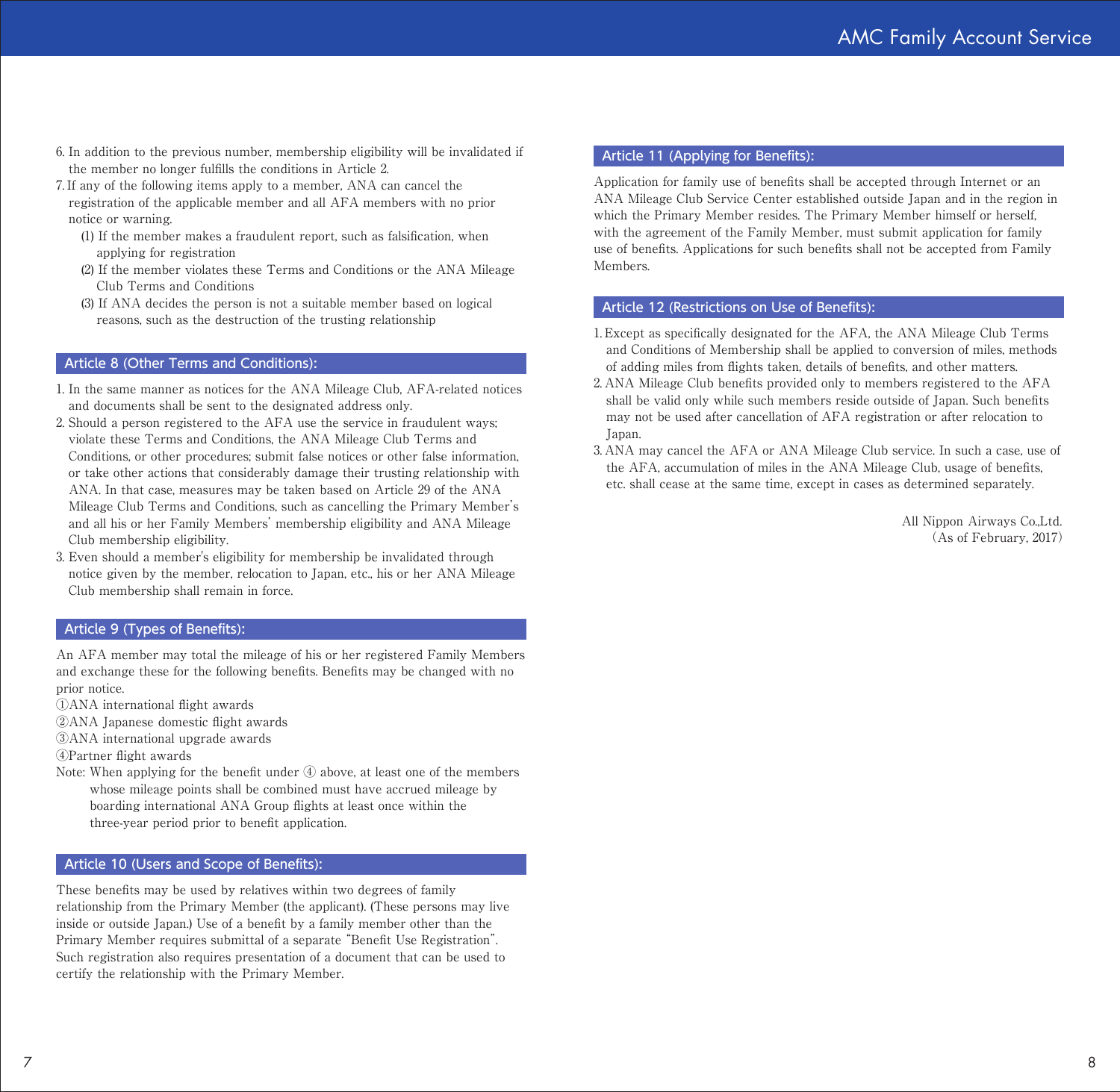6. In addition to the previous number, membership eligibility will be invalidated if the member no longer fulfills the conditions in Article 2.
7. If any of the following items apply to a member, ANA can cancel the registration of the applicable member and all AFA members with no prior notice or warning.
   (1) If the member makes a fraudulent report, such as falsification, when applying for registration
   (2) If the member violates these Terms and Conditions or the ANA Mileage Club Terms and Conditions
   (3) If ANA decides the person is not a suitable member based on logical reasons, such as the destruction of the trusting relationship

## Article 8 (Other Terms and Conditions):

1. In the same manner as notices for the ANA Mileage Club, AFA-related notices and documents shall be sent to the designated address only.
2. Should a person registered to the AFA use the service in fraudulent ways; violate these Terms and Conditions, the ANA Mileage Club Terms and Conditions, or other procedures; submit false notices or other false information, or take other actions that considerably damage their trusting relationship with ANA. In that case, measures may be taken based on Article 29 of the ANA Mileage Club Terms and Conditions, such as cancelling the Primary Member's and all his or her Family Members' membership eligibility and ANA Mileage Club membership eligibility.
3. Even should a member's eligibility for membership be invalidated through notice given by the member, relocation to Japan, etc., his or her ANA Mileage Club membership shall remain in force.

## Article 9 (Types of Benefits):

An AFA member may total the mileage of his or her registered Family Members and exchange these for the following benefits. Benefits may be changed with no prior notice.

①ANA international flight awards
②ANA Japanese domestic flight awards
③ANA international upgrade awards
④Partner flight awards

Note: When applying for the benefit under ④ above, at least one of the members whose mileage points shall be combined must have accrued mileage by boarding international ANA Group flights at least once within the three-year period prior to benefit application.

## Article 10 (Users and Scope of Benefits):

These benefits may be used by relatives within two degrees of family relationship from the Primary Member (the applicant). (These persons may live inside or outside Japan.) Use of a benefit by a family member other than the Primary Member requires submittal of a separate "Benefit Use Registration". Such registration also requires presentation of a document that can be used to certify the relationship with the Primary Member.

## Article 11 (Applying for Benefits):

Application for family use of benefits shall be accepted through Internet or an ANA Mileage Club Service Center established outside Japan and in the region in which the Primary Member resides. The Primary Member himself or herself, with the agreement of the Family Member, must submit application for family use of benefits. Applications for such benefits shall not be accepted from Family Members.

## Article 12 (Restrictions on Use of Benefits):

1. Except as specifically designated for the AFA, the ANA Mileage Club Terms and Conditions of Membership shall be applied to conversion of miles, methods of adding miles from flights taken, details of benefits, and other matters.
2. ANA Mileage Club benefits provided only to members registered to the AFA shall be valid only while such members reside outside of Japan. Such benefits may not be used after cancellation of AFA registration or after relocation to Japan.
3. ANA may cancel the AFA or ANA Mileage Club service. In such a case, use of the AFA, accumulation of miles in the ANA Mileage Club, usage of benefits, etc. shall cease at the same time, except in cases as determined separately.

All Nippon Airways Co.,Ltd.
(As of February, 2017)